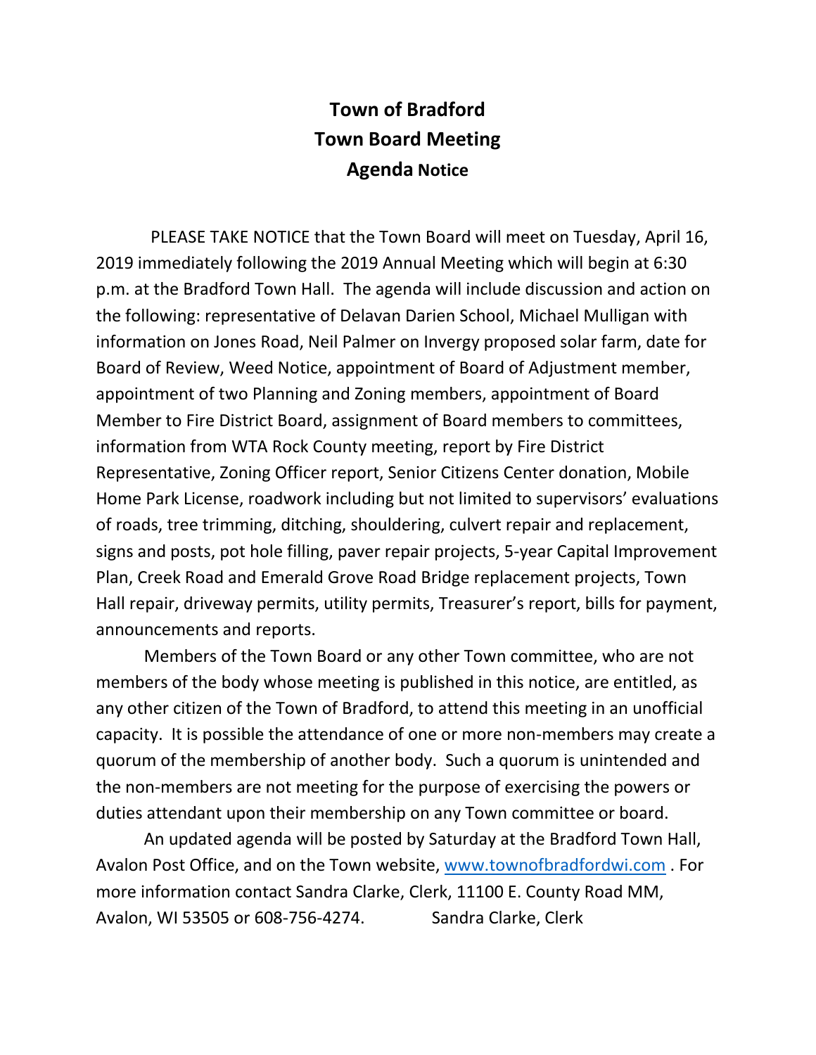# Town of Bradford
# Town Board Meeting
# Agenda Notice

PLEASE TAKE NOTICE that the Town Board will meet on Tuesday, April 16, 2019 immediately following the 2019 Annual Meeting which will begin at 6:30 p.m. at the Bradford Town Hall. The agenda will include discussion and action on the following: representative of Delavan Darien School, Michael Mulligan with information on Jones Road, Neil Palmer on Invergy proposed solar farm, date for Board of Review, Weed Notice, appointment of Board of Adjustment member, appointment of two Planning and Zoning members, appointment of Board Member to Fire District Board, assignment of Board members to committees, information from WTA Rock County meeting, report by Fire District Representative, Zoning Officer report, Senior Citizens Center donation, Mobile Home Park License, roadwork including but not limited to supervisors' evaluations of roads, tree trimming, ditching, shouldering, culvert repair and replacement, signs and posts, pot hole filling, paver repair projects, 5-year Capital Improvement Plan, Creek Road and Emerald Grove Road Bridge replacement projects, Town Hall repair, driveway permits, utility permits, Treasurer's report, bills for payment, announcements and reports.

Members of the Town Board or any other Town committee, who are not members of the body whose meeting is published in this notice, are entitled, as any other citizen of the Town of Bradford, to attend this meeting in an unofficial capacity. It is possible the attendance of one or more non-members may create a quorum of the membership of another body. Such a quorum is unintended and the non-members are not meeting for the purpose of exercising the powers or duties attendant upon their membership on any Town committee or board.

An updated agenda will be posted by Saturday at the Bradford Town Hall, Avalon Post Office, and on the Town website, www.townofbradfordwi.com . For more information contact Sandra Clarke, Clerk, 11100 E. County Road MM, Avalon, WI 53505 or 608-756-4274. Sandra Clarke, Clerk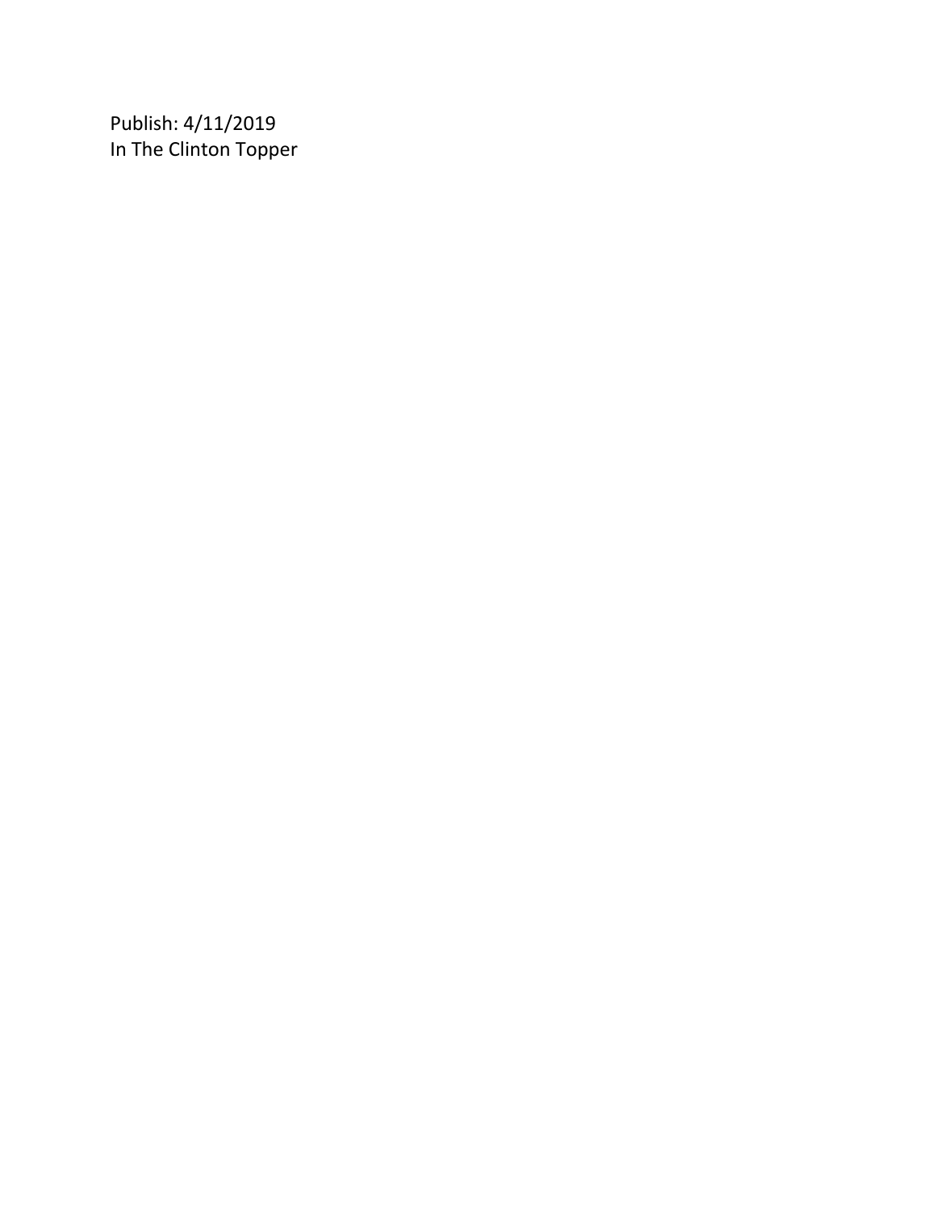Publish: 4/11/2019
In The Clinton Topper